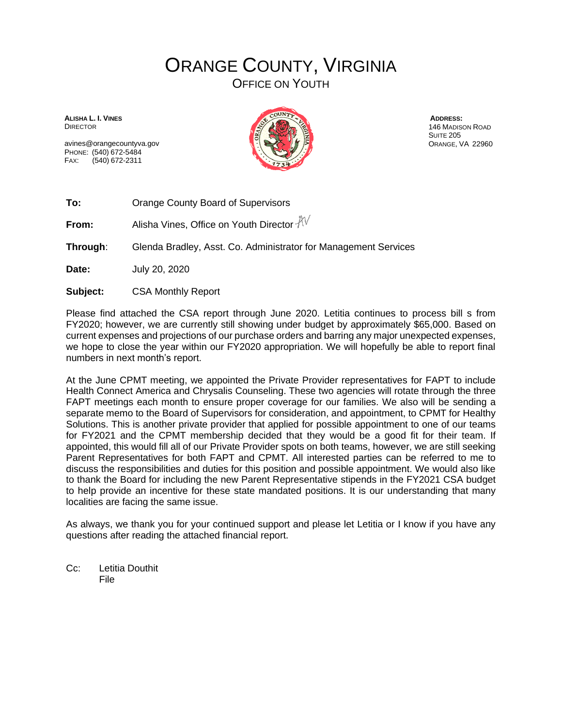# ORANGE COUNTY, VIRGINIA

## OFFICE ON YOUTH

**ALISHA L. I. VINES**
DIRECTOR

avines@orangecountyva.gov
PHONE: (540) 672-5484
FAX: (540) 672-2311

**ADDRESS:**
146 MADISON ROAD
SUITE 205
ORANGE, VA 22960

**To:** Orange County Board of Supervisors

**From:** Alisha Vines, Office on Youth Director AV

**Through**: Glenda Bradley, Asst. Co. Administrator for Management Services

**Date:** July 20, 2020

**Subject:** CSA Monthly Report

Please find attached the CSA report through June 2020. Letitia continues to process bill s from FY2020; however, we are currently still showing under budget by approximately $65,000. Based on current expenses and projections of our purchase orders and barring any major unexpected expenses, we hope to close the year within our FY2020 appropriation. We will hopefully be able to report final numbers in next month's report.

At the June CPMT meeting, we appointed the Private Provider representatives for FAPT to include Health Connect America and Chrysalis Counseling. These two agencies will rotate through the three FAPT meetings each month to ensure proper coverage for our families. We also will be sending a separate memo to the Board of Supervisors for consideration, and appointment, to CPMT for Healthy Solutions. This is another private provider that applied for possible appointment to one of our teams for FY2021 and the CPMT membership decided that they would be a good fit for their team. If appointed, this would fill all of our Private Provider spots on both teams, however, we are still seeking Parent Representatives for both FAPT and CPMT. All interested parties can be referred to me to discuss the responsibilities and duties for this position and possible appointment. We would also like to thank the Board for including the new Parent Representative stipends in the FY2021 CSA budget to help provide an incentive for these state mandated positions. It is our understanding that many localities are facing the same issue.

As always, we thank you for your continued support and please let Letitia or I know if you have any questions after reading the attached financial report.

Cc: Letitia Douthit
File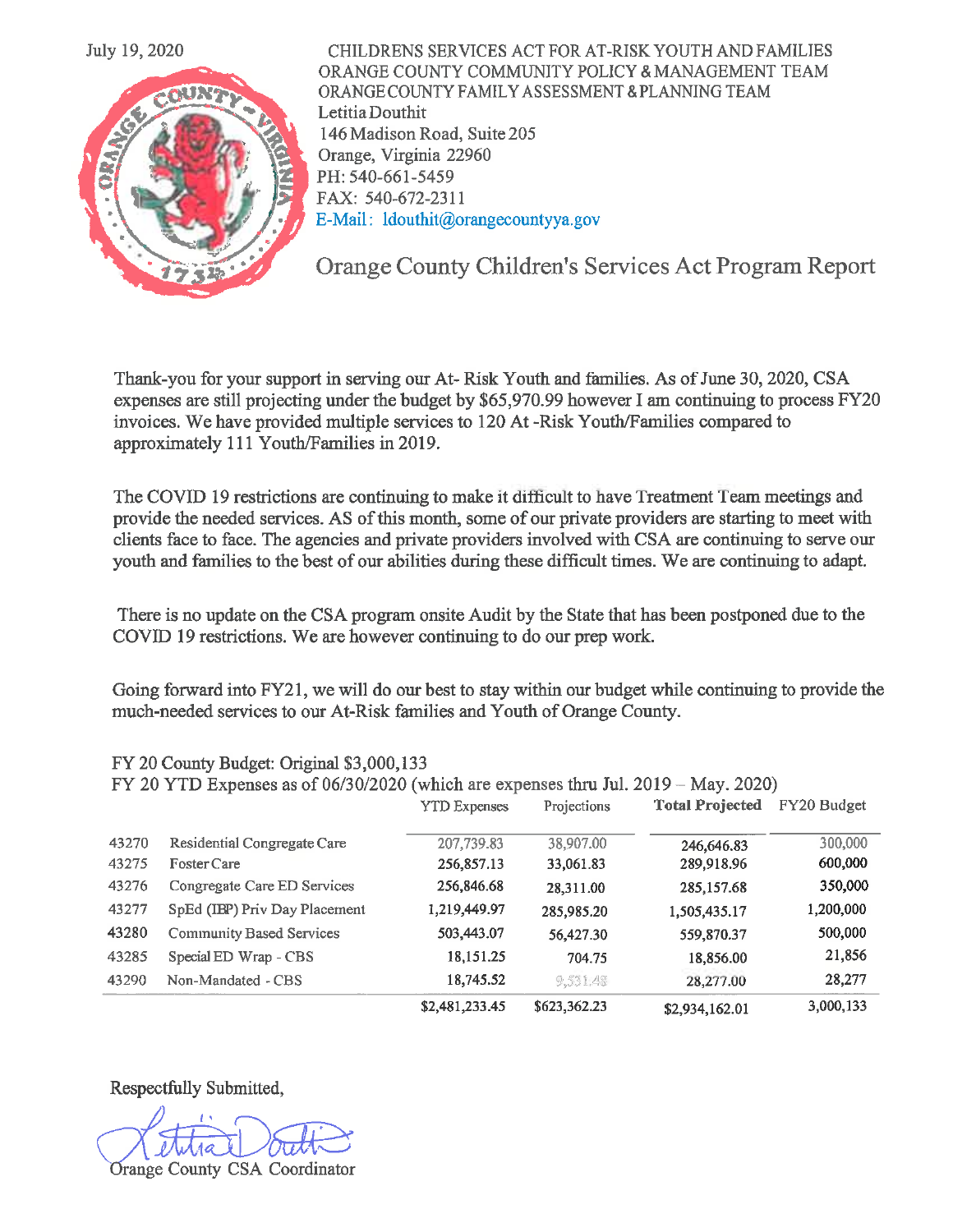July 19, 2020

CHILDRENS SERVICES ACT FOR AT-RISK YOUTH AND FAMILIES
ORANGE COUNTY COMMUNITY POLICY & MANAGEMENT TEAM
ORANGE COUNTY FAMILY ASSESSMENT & PLANNING TEAM
Letitia Douthit
146 Madison Road, Suite 205
Orange, Virginia 22960
PH: 540-661-5459
FAX: 540-672-2311
E-Mail: ldouthit@orangecountyva.gov

# Orange County Children's Services Act Program Report

Thank-you for your support in serving our At- Risk Youth and families. As of June 30, 2020, CSA expenses are still projecting under the budget by $65,970.99 however I am continuing to process FY20 invoices. We have provided multiple services to 120 At -Risk Youth/Families compared to approximately 111 Youth/Families in 2019.

The COVID 19 restrictions are continuing to make it difficult to have Treatment Team meetings and provide the needed services. AS of this month, some of our private providers are starting to meet with clients face to face. The agencies and private providers involved with CSA are continuing to serve our youth and families to the best of our abilities during these difficult times. We are continuing to adapt.

There is no update on the CSA program onsite Audit by the State that has been postponed due to the COVID 19 restrictions. We are however continuing to do our prep work.

Going forward into FY21, we will do our best to stay within our budget while continuing to provide the much-needed services to our At-Risk families and Youth of Orange County.

FY 20 County Budget: Original $3,000,133
FY 20 YTD Expenses as of 06/30/2020 (which are expenses thru Jul. 2019 – May. 2020)

| | | YTD Expenses | Projections | **Total Projected** | FY20 Budget |
|---|---|---|---|---|---|
| 43270 | Residential Congregate Care | 207,739.83 | 38,907.00 | 246,646.83 | 300,000 |
| 43275 | Foster Care | 256,857.13 | 33,061.83 | 289,918.96 | 600,000 |
| 43276 | Congregate Care ED Services | 256,846.68 | 28,311.00 | 285,157.68 | 350,000 |
| 43277 | SpEd (IBP) Priv Day Placement | 1,219,449.97 | 285,985.20 | 1,505,435.17 | 1,200,000 |
| 43280 | Community Based Services | 503,443.07 | 56,427.30 | 559,870.37 | 500,000 |
| 43285 | Special ED Wrap - CBS | 18,151.25 | 704.75 | 18,856.00 | 21,856 |
| 43290 | Non-Mandated - CBS | 18,745.52 | 9,531.48 | 28,277.00 | 28,277 |
| | | $2,481,233.45 | $623,362.23 | $2,934,162.01 | 3,000,133 |

Respectfully Submitted,

Orange County CSA Coordinator